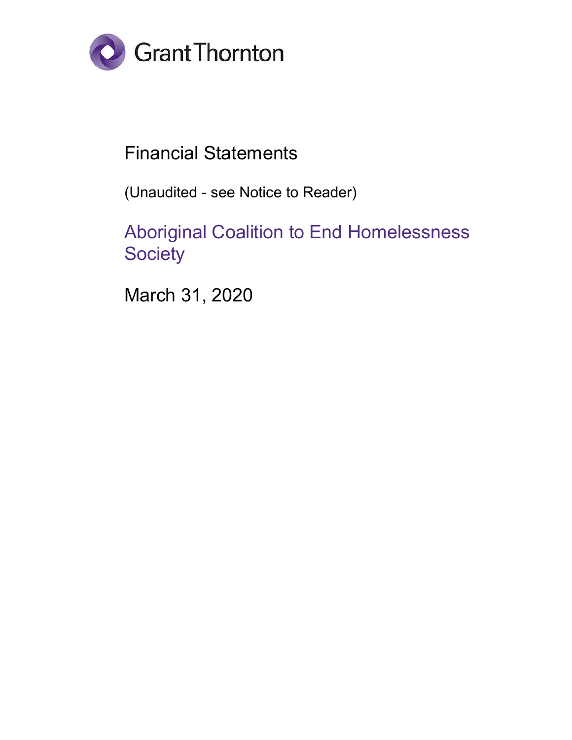Grant Thornton

# Financial Statements

(Unaudited - see Notice to Reader)

## Aboriginal Coalition to End Homelessness Society

March 31, 2020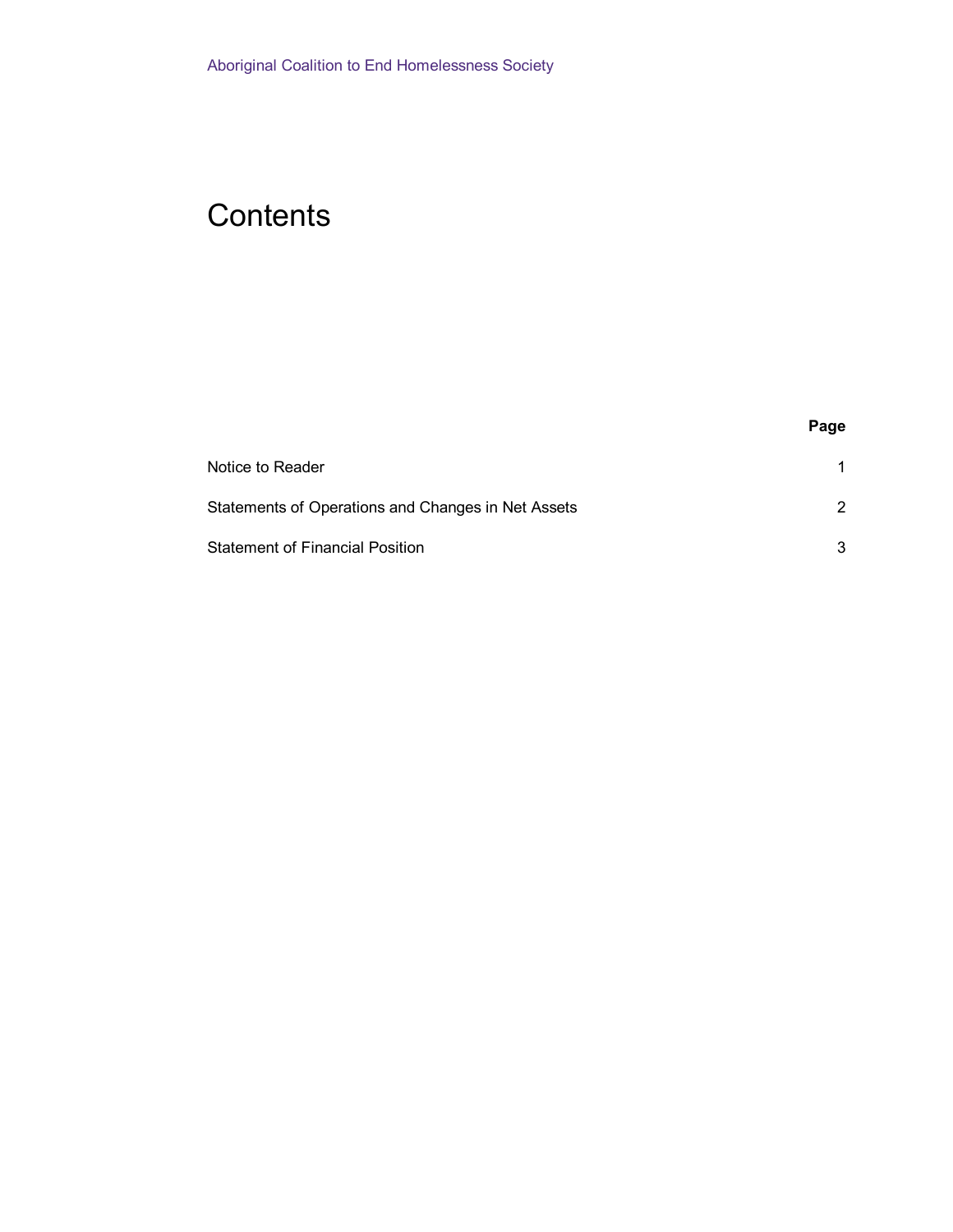Aboriginal Coalition to End Homelessness Society

# Contents

| | Page |
|---|---|
| Notice to Reader | 1 |
| Statements of Operations and Changes in Net Assets | 2 |
| Statement of Financial Position | 3 |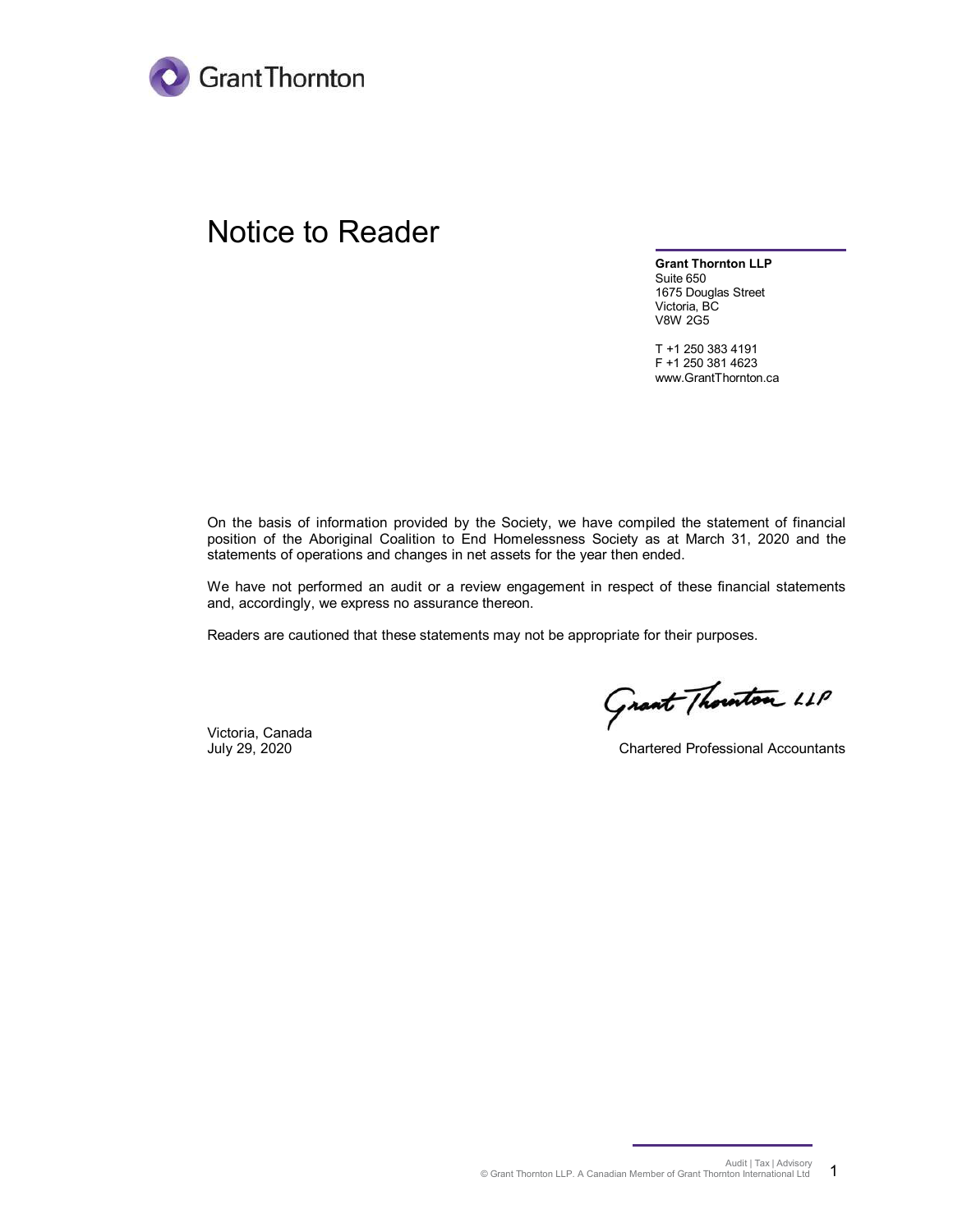# Notice to Reader

**Grant Thornton LLP**
Suite 650
1675 Douglas Street
Victoria, BC
V8W 2G5

T +1 250 383 4191
F +1 250 381 4623
www.GrantThornton.ca

On the basis of information provided by the Society, we have compiled the statement of financial position of the Aboriginal Coalition to End Homelessness Society as at March 31, 2020 and the statements of operations and changes in net assets for the year then ended.

We have not performed an audit or a review engagement in respect of these financial statements and, accordingly, we express no assurance thereon.

Readers are cautioned that these statements may not be appropriate for their purposes.

Victoria, Canada
July 29, 2020

Grant Thornton LLP
Chartered Professional Accountants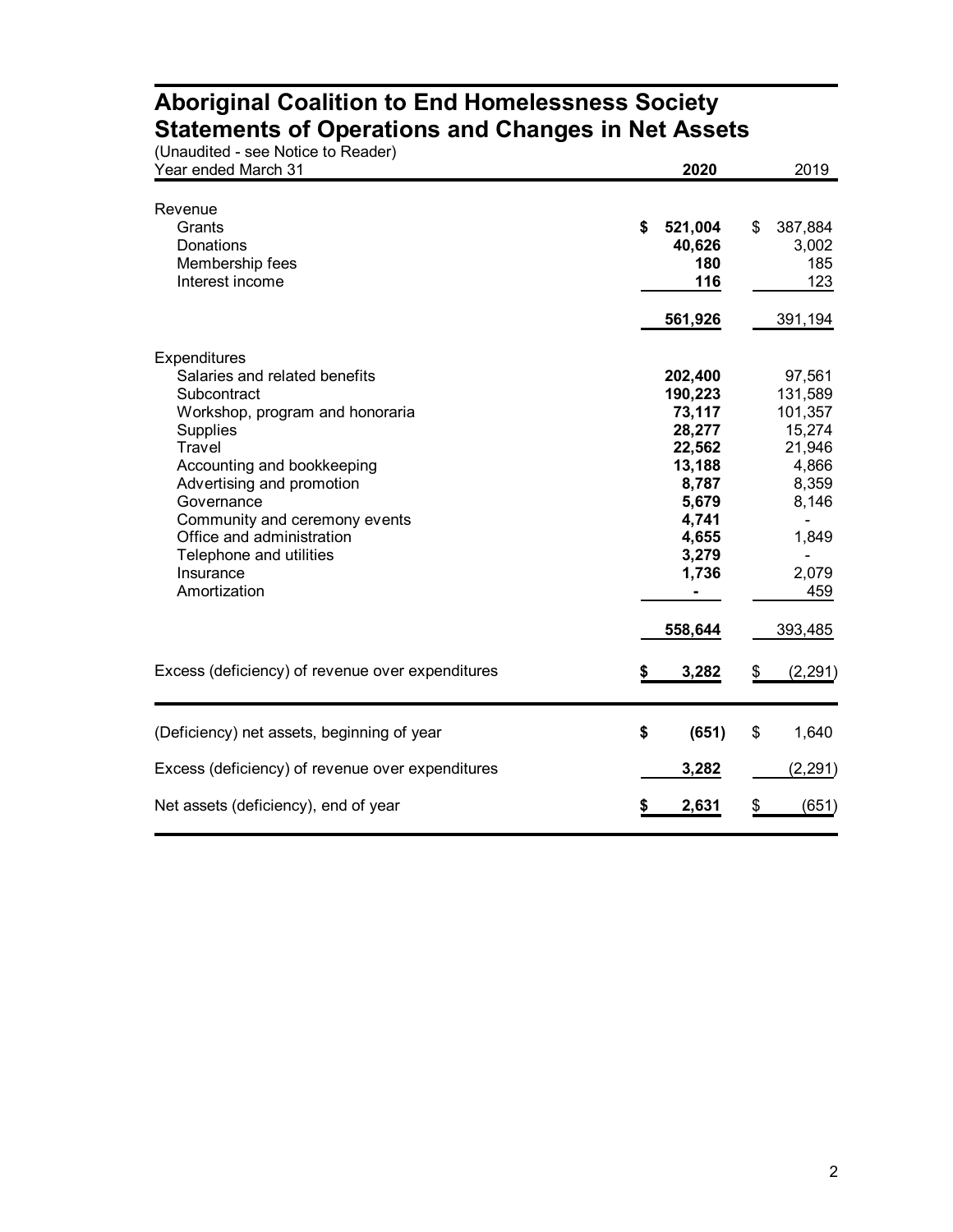# Aboriginal Coalition to End Homelessness Society
# Statements of Operations and Changes in Net Assets

(Unaudited - see Notice to Reader)

| Year ended March 31 | 2020 | 2019 |
|---|---|---|
| **Revenue** | | |
| Grants | $ 521,004 | $ 387,884 |
| Donations | 40,626 | 3,002 |
| Membership fees | 180 | 185 |
| Interest income | 116 | 123 |
| | 561,926 | 391,194 |
| **Expenditures** | | |
| Salaries and related benefits | 202,400 | 97,561 |
| Subcontract | 190,223 | 131,589 |
| Workshop, program and honoraria | 73,117 | 101,357 |
| Supplies | 28,277 | 15,274 |
| Travel | 22,562 | 21,946 |
| Accounting and bookkeeping | 13,188 | 4,866 |
| Advertising and promotion | 8,787 | 8,359 |
| Governance | 5,679 | 8,146 |
| Community and ceremony events | 4,741 | - |
| Office and administration | 4,655 | 1,849 |
| Telephone and utilities | 3,279 | - |
| Insurance | 1,736 | 2,079 |
| Amortization | - | 459 |
| | 558,644 | 393,485 |
| Excess (deficiency) of revenue over expenditures | $ 3,282 | $ (2,291) |

| | 2020 | 2019 |
|---|---|---|
| (Deficiency) net assets, beginning of year | $ (651) | $ 1,640 |
| Excess (deficiency) of revenue over expenditures | 3,282 | (2,291) |
| Net assets (deficiency), end of year | $ 2,631 | $ (651) |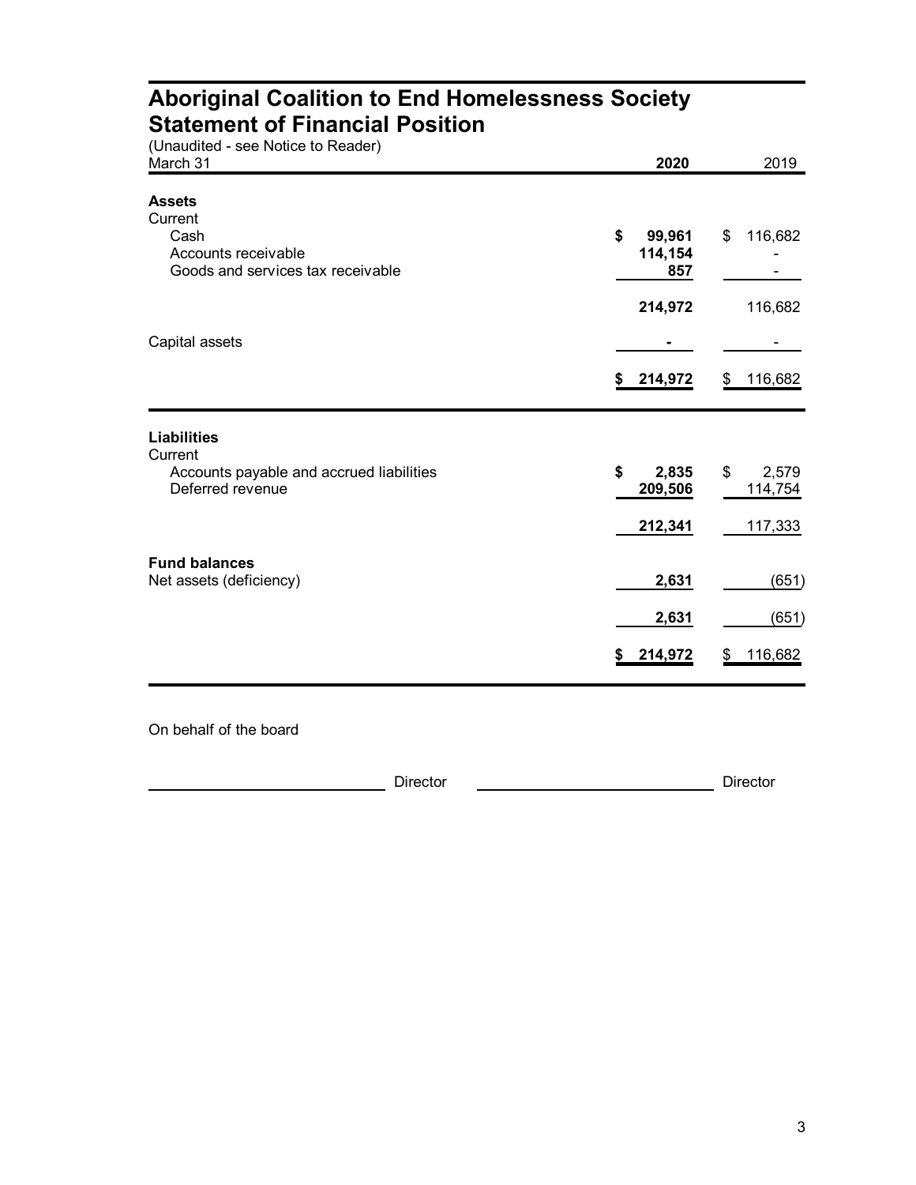# Aboriginal Coalition to End Homelessness Society
## Statement of Financial Position

(Unaudited - see Notice to Reader)

| March 31 | 2020 | 2019 |
|---|---|---|
| **Assets** | | |
| Current | | |
| Cash | **$ 99,961** | $ 116,682 |
| Accounts receivable | **114,154** | - |
| Goods and services tax receivable | **857** | - |
| | **214,972** | 116,682 |
| Capital assets | **-** | - |
| | **$ 214,972** | $ 116,682 |
| **Liabilities** | | |
| Current | | |
| Accounts payable and accrued liabilities | **$ 2,835** | $ 2,579 |
| Deferred revenue | **209,506** | 114,754 |
| | **212,341** | 117,333 |
| **Fund balances** | | |
| Net assets (deficiency) | **2,631** | (651) |
| | **2,631** | (651) |
| | **$ 214,972** | $ 116,682 |

On behalf of the board

\_\_\_\_\_\_\_\_\_\_\_\_\_\_\_\_\_\_\_\_\_\_\_\_\_\_\_\_ Director \_\_\_\_\_\_\_\_\_\_\_\_\_\_\_\_\_\_\_\_\_\_\_\_\_\_\_\_ Director